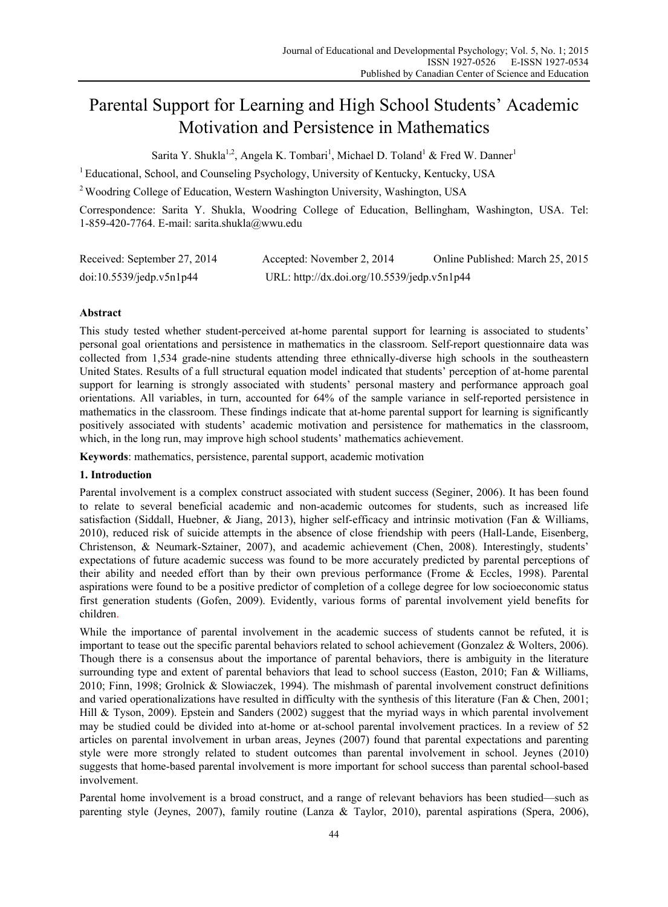# Parental Support for Learning and High School Students' Academic Motivation and Persistence in Mathematics

Sarita Y. Shukla[1,2], Angela K. Tombari[1], Michael D. Toland[1] & Fred W. Danner[1]

[1] Educational, School, and Counseling Psychology, University of Kentucky, Kentucky, USA

[2] Woodring College of Education, Western Washington University, Washington, USA

Correspondence: Sarita Y. Shukla, Woodring College of Education, Bellingham, Washington, USA. Tel: 1-859-420-7764. E-mail: sarita.shukla@wwu.edu

Received: September 27, 2014 Accepted: November 2, 2014 Online Published: March 25, 2015

doi:10.5539/jedp.v5n1p44 URL: http://dx.doi.org/10.5539/jedp.v5n1p44

## Abstract

This study tested whether student-perceived at-home parental support for learning is associated to students' personal goal orientations and persistence in mathematics in the classroom. Self-report questionnaire data was collected from 1,534 grade-nine students attending three ethnically-diverse high schools in the southeastern United States. Results of a full structural equation model indicated that students' perception of at-home parental support for learning is strongly associated with students' personal mastery and performance approach goal orientations. All variables, in turn, accounted for 64% of the sample variance in self-reported persistence in mathematics in the classroom. These findings indicate that at-home parental support for learning is significantly positively associated with students' academic motivation and persistence for mathematics in the classroom, which, in the long run, may improve high school students' mathematics achievement.

**Keywords**: mathematics, persistence, parental support, academic motivation

## 1. Introduction

Parental involvement is a complex construct associated with student success (Seginer, 2006). It has been found to relate to several beneficial academic and non-academic outcomes for students, such as increased life satisfaction (Siddall, Huebner, & Jiang, 2013), higher self-efficacy and intrinsic motivation (Fan & Williams, 2010), reduced risk of suicide attempts in the absence of close friendship with peers (Hall-Lande, Eisenberg, Christenson, & Neumark-Sztainer, 2007), and academic achievement (Chen, 2008). Interestingly, students' expectations of future academic success was found to be more accurately predicted by parental perceptions of their ability and needed effort than by their own previous performance (Frome & Eccles, 1998). Parental aspirations were found to be a positive predictor of completion of a college degree for low socioeconomic status first generation students (Gofen, 2009). Evidently, various forms of parental involvement yield benefits for children.

While the importance of parental involvement in the academic success of students cannot be refuted, it is important to tease out the specific parental behaviors related to school achievement (Gonzalez & Wolters, 2006). Though there is a consensus about the importance of parental behaviors, there is ambiguity in the literature surrounding type and extent of parental behaviors that lead to school success (Easton, 2010; Fan & Williams, 2010; Finn, 1998; Grolnick & Slowiaczek, 1994). The mishmash of parental involvement construct definitions and varied operationalizations have resulted in difficulty with the synthesis of this literature (Fan & Chen, 2001; Hill & Tyson, 2009). Epstein and Sanders (2002) suggest that the myriad ways in which parental involvement may be studied could be divided into at-home or at-school parental involvement practices. In a review of 52 articles on parental involvement in urban areas, Jeynes (2007) found that parental expectations and parenting style were more strongly related to student outcomes than parental involvement in school. Jeynes (2010) suggests that home-based parental involvement is more important for school success than parental school-based involvement.

Parental home involvement is a broad construct, and a range of relevant behaviors has been studied—such as parenting style (Jeynes, 2007), family routine (Lanza & Taylor, 2010), parental aspirations (Spera, 2006),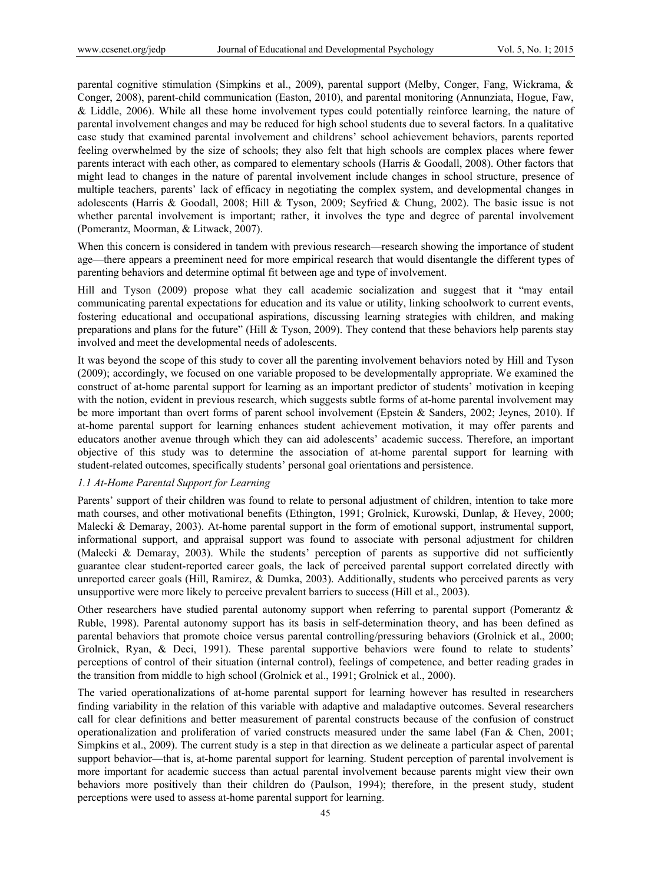parental cognitive stimulation (Simpkins et al., 2009), parental support (Melby, Conger, Fang, Wickrama, & Conger, 2008), parent-child communication (Easton, 2010), and parental monitoring (Annunziata, Hogue, Faw, & Liddle, 2006). While all these home involvement types could potentially reinforce learning, the nature of parental involvement changes and may be reduced for high school students due to several factors. In a qualitative case study that examined parental involvement and childrens' school achievement behaviors, parents reported feeling overwhelmed by the size of schools; they also felt that high schools are complex places where fewer parents interact with each other, as compared to elementary schools (Harris & Goodall, 2008). Other factors that might lead to changes in the nature of parental involvement include changes in school structure, presence of multiple teachers, parents' lack of efficacy in negotiating the complex system, and developmental changes in adolescents (Harris & Goodall, 2008; Hill & Tyson, 2009; Seyfried & Chung, 2002). The basic issue is not whether parental involvement is important; rather, it involves the type and degree of parental involvement (Pomerantz, Moorman, & Litwack, 2007).

When this concern is considered in tandem with previous research—research showing the importance of student age—there appears a preeminent need for more empirical research that would disentangle the different types of parenting behaviors and determine optimal fit between age and type of involvement.

Hill and Tyson (2009) propose what they call academic socialization and suggest that it "may entail communicating parental expectations for education and its value or utility, linking schoolwork to current events, fostering educational and occupational aspirations, discussing learning strategies with children, and making preparations and plans for the future" (Hill & Tyson, 2009). They contend that these behaviors help parents stay involved and meet the developmental needs of adolescents.

It was beyond the scope of this study to cover all the parenting involvement behaviors noted by Hill and Tyson (2009); accordingly, we focused on one variable proposed to be developmentally appropriate. We examined the construct of at-home parental support for learning as an important predictor of students' motivation in keeping with the notion, evident in previous research, which suggests subtle forms of at-home parental involvement may be more important than overt forms of parent school involvement (Epstein & Sanders, 2002; Jeynes, 2010). If at-home parental support for learning enhances student achievement motivation, it may offer parents and educators another avenue through which they can aid adolescents' academic success. Therefore, an important objective of this study was to determine the association of at-home parental support for learning with student-related outcomes, specifically students' personal goal orientations and persistence.

### *1.1 At-Home Parental Support for Learning*

Parents' support of their children was found to relate to personal adjustment of children, intention to take more math courses, and other motivational benefits (Ethington, 1991; Grolnick, Kurowski, Dunlap, & Hevey, 2000; Malecki & Demaray, 2003). At-home parental support in the form of emotional support, instrumental support, informational support, and appraisal support was found to associate with personal adjustment for children (Malecki & Demaray, 2003). While the students' perception of parents as supportive did not sufficiently guarantee clear student-reported career goals, the lack of perceived parental support correlated directly with unreported career goals (Hill, Ramirez, & Dumka, 2003). Additionally, students who perceived parents as very unsupportive were more likely to perceive prevalent barriers to success (Hill et al., 2003).

Other researchers have studied parental autonomy support when referring to parental support (Pomerantz & Ruble, 1998). Parental autonomy support has its basis in self-determination theory, and has been defined as parental behaviors that promote choice versus parental controlling/pressuring behaviors (Grolnick et al., 2000; Grolnick, Ryan, & Deci, 1991). These parental supportive behaviors were found to relate to students' perceptions of control of their situation (internal control), feelings of competence, and better reading grades in the transition from middle to high school (Grolnick et al., 1991; Grolnick et al., 2000).

The varied operationalizations of at-home parental support for learning however has resulted in researchers finding variability in the relation of this variable with adaptive and maladaptive outcomes. Several researchers call for clear definitions and better measurement of parental constructs because of the confusion of construct operationalization and proliferation of varied constructs measured under the same label (Fan & Chen, 2001; Simpkins et al., 2009). The current study is a step in that direction as we delineate a particular aspect of parental support behavior—that is, at-home parental support for learning. Student perception of parental involvement is more important for academic success than actual parental involvement because parents might view their own behaviors more positively than their children do (Paulson, 1994); therefore, in the present study, student perceptions were used to assess at-home parental support for learning.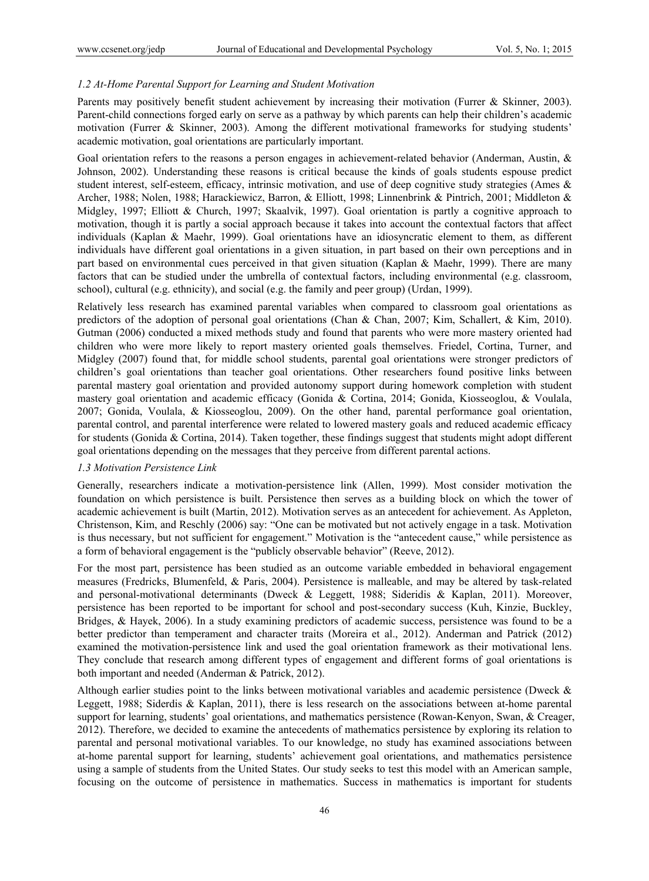### *1.2 At-Home Parental Support for Learning and Student Motivation*

Parents may positively benefit student achievement by increasing their motivation (Furrer & Skinner, 2003). Parent-child connections forged early on serve as a pathway by which parents can help their children's academic motivation (Furrer & Skinner, 2003). Among the different motivational frameworks for studying students' academic motivation, goal orientations are particularly important.

Goal orientation refers to the reasons a person engages in achievement-related behavior (Anderman, Austin, & Johnson, 2002). Understanding these reasons is critical because the kinds of goals students espouse predict student interest, self-esteem, efficacy, intrinsic motivation, and use of deep cognitive study strategies (Ames & Archer, 1988; Nolen, 1988; Harackiewicz, Barron, & Elliott, 1998; Linnenbrink & Pintrich, 2001; Middleton & Midgley, 1997; Elliott & Church, 1997; Skaalvik, 1997). Goal orientation is partly a cognitive approach to motivation, though it is partly a social approach because it takes into account the contextual factors that affect individuals (Kaplan & Maehr, 1999). Goal orientations have an idiosyncratic element to them, as different individuals have different goal orientations in a given situation, in part based on their own perceptions and in part based on environmental cues perceived in that given situation (Kaplan & Maehr, 1999). There are many factors that can be studied under the umbrella of contextual factors, including environmental (e.g. classroom, school), cultural (e.g. ethnicity), and social (e.g. the family and peer group) (Urdan, 1999).

Relatively less research has examined parental variables when compared to classroom goal orientations as predictors of the adoption of personal goal orientations (Chan & Chan, 2007; Kim, Schallert, & Kim, 2010). Gutman (2006) conducted a mixed methods study and found that parents who were more mastery oriented had children who were more likely to report mastery oriented goals themselves. Friedel, Cortina, Turner, and Midgley (2007) found that, for middle school students, parental goal orientations were stronger predictors of children's goal orientations than teacher goal orientations. Other researchers found positive links between parental mastery goal orientation and provided autonomy support during homework completion with student mastery goal orientation and academic efficacy (Gonida & Cortina, 2014; Gonida, Kiosseoglou, & Voulala, 2007; Gonida, Voulala, & Kiosseoglou, 2009). On the other hand, parental performance goal orientation, parental control, and parental interference were related to lowered mastery goals and reduced academic efficacy for students (Gonida & Cortina, 2014). Taken together, these findings suggest that students might adopt different goal orientations depending on the messages that they perceive from different parental actions.

### *1.3 Motivation Persistence Link*

Generally, researchers indicate a motivation-persistence link (Allen, 1999). Most consider motivation the foundation on which persistence is built. Persistence then serves as a building block on which the tower of academic achievement is built (Martin, 2012). Motivation serves as an antecedent for achievement. As Appleton, Christenson, Kim, and Reschly (2006) say: "One can be motivated but not actively engage in a task. Motivation is thus necessary, but not sufficient for engagement." Motivation is the "antecedent cause," while persistence as a form of behavioral engagement is the "publicly observable behavior" (Reeve, 2012).

For the most part, persistence has been studied as an outcome variable embedded in behavioral engagement measures (Fredricks, Blumenfeld, & Paris, 2004). Persistence is malleable, and may be altered by task-related and personal-motivational determinants (Dweck & Leggett, 1988; Sideridis & Kaplan, 2011). Moreover, persistence has been reported to be important for school and post-secondary success (Kuh, Kinzie, Buckley, Bridges, & Hayek, 2006). In a study examining predictors of academic success, persistence was found to be a better predictor than temperament and character traits (Moreira et al., 2012). Anderman and Patrick (2012) examined the motivation-persistence link and used the goal orientation framework as their motivational lens. They conclude that research among different types of engagement and different forms of goal orientations is both important and needed (Anderman & Patrick, 2012).

Although earlier studies point to the links between motivational variables and academic persistence (Dweck & Leggett, 1988; Siderdis & Kaplan, 2011), there is less research on the associations between at-home parental support for learning, students' goal orientations, and mathematics persistence (Rowan-Kenyon, Swan, & Creager, 2012). Therefore, we decided to examine the antecedents of mathematics persistence by exploring its relation to parental and personal motivational variables. To our knowledge, no study has examined associations between at-home parental support for learning, students' achievement goal orientations, and mathematics persistence using a sample of students from the United States. Our study seeks to test this model with an American sample, focusing on the outcome of persistence in mathematics. Success in mathematics is important for students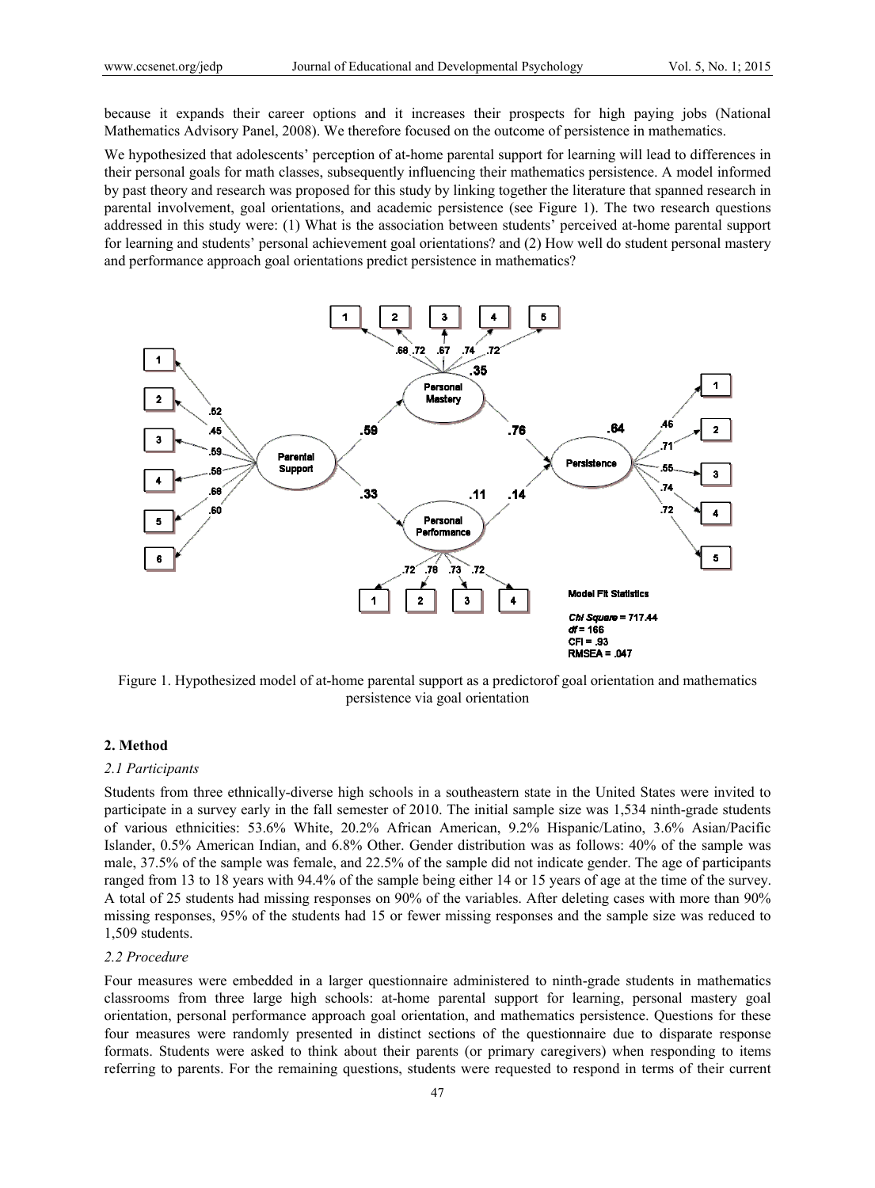because it expands their career options and it increases their prospects for high paying jobs (National Mathematics Advisory Panel, 2008). We therefore focused on the outcome of persistence in mathematics.

We hypothesized that adolescents' perception of at-home parental support for learning will lead to differences in their personal goals for math classes, subsequently influencing their mathematics persistence. A model informed by past theory and research was proposed for this study by linking together the literature that spanned research in parental involvement, goal orientations, and academic persistence (see Figure 1). The two research questions addressed in this study were: (1) What is the association between students' perceived at-home parental support for learning and students' personal achievement goal orientations? and (2) How well do student personal mastery and performance approach goal orientations predict persistence in mathematics?

Figure 1. Hypothesized model of at-home parental support as a predictorof goal orientation and mathematics persistence via goal orientation

## 2. Method

### *2.1 Participants*

Students from three ethnically-diverse high schools in a southeastern state in the United States were invited to participate in a survey early in the fall semester of 2010. The initial sample size was 1,534 ninth-grade students of various ethnicities: 53.6% White, 20.2% African American, 9.2% Hispanic/Latino, 3.6% Asian/Pacific Islander, 0.5% American Indian, and 6.8% Other. Gender distribution was as follows: 40% of the sample was male, 37.5% of the sample was female, and 22.5% of the sample did not indicate gender. The age of participants ranged from 13 to 18 years with 94.4% of the sample being either 14 or 15 years of age at the time of the survey. A total of 25 students had missing responses on 90% of the variables. After deleting cases with more than 90% missing responses, 95% of the students had 15 or fewer missing responses and the sample size was reduced to 1,509 students.

### *2.2 Procedure*

Four measures were embedded in a larger questionnaire administered to ninth-grade students in mathematics classrooms from three large high schools: at-home parental support for learning, personal mastery goal orientation, personal performance approach goal orientation, and mathematics persistence. Questions for these four measures were randomly presented in distinct sections of the questionnaire due to disparate response formats. Students were asked to think about their parents (or primary caregivers) when responding to items referring to parents. For the remaining questions, students were requested to respond in terms of their current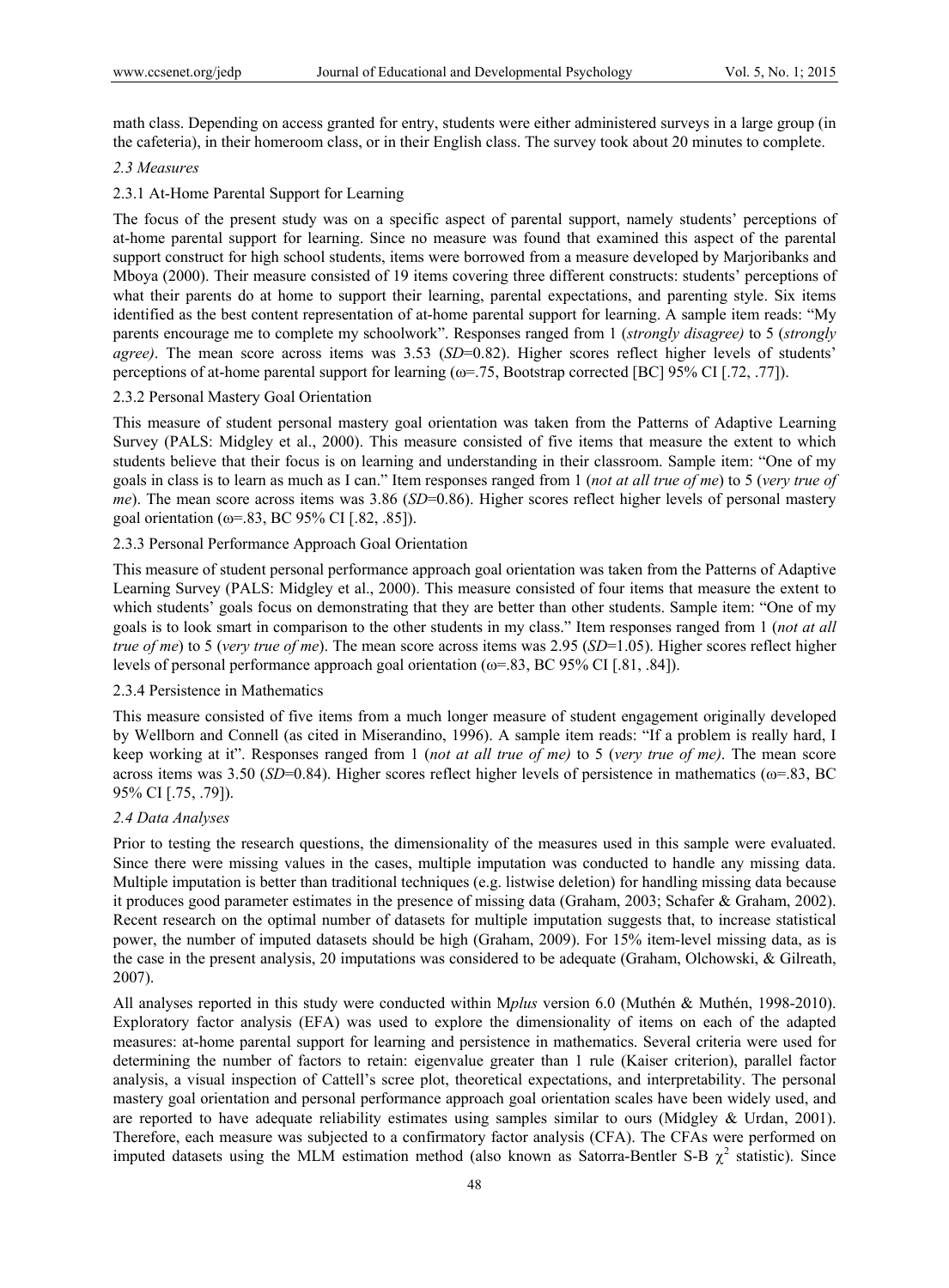math class. Depending on access granted for entry, students were either administered surveys in a large group (in the cafeteria), in their homeroom class, or in their English class. The survey took about 20 minutes to complete.

### *2.3 Measures*

#### 2.3.1 At-Home Parental Support for Learning

The focus of the present study was on a specific aspect of parental support, namely students' perceptions of at-home parental support for learning. Since no measure was found that examined this aspect of the parental support construct for high school students, items were borrowed from a measure developed by Marjoribanks and Mboya (2000). Their measure consisted of 19 items covering three different constructs: students' perceptions of what their parents do at home to support their learning, parental expectations, and parenting style. Six items identified as the best content representation of at-home parental support for learning. A sample item reads: "My parents encourage me to complete my schoolwork". Responses ranged from 1 (*strongly disagree)* to 5 (*strongly agree)*. The mean score across items was 3.53 (*SD*=0.82). Higher scores reflect higher levels of students' perceptions of at-home parental support for learning (ω=.75, Bootstrap corrected [BC] 95% CI [.72, .77]).

#### 2.3.2 Personal Mastery Goal Orientation

This measure of student personal mastery goal orientation was taken from the Patterns of Adaptive Learning Survey (PALS: Midgley et al., 2000). This measure consisted of five items that measure the extent to which students believe that their focus is on learning and understanding in their classroom. Sample item: "One of my goals in class is to learn as much as I can." Item responses ranged from 1 (*not at all true of me*) to 5 (*very true of me*). The mean score across items was 3.86 (*SD*=0.86). Higher scores reflect higher levels of personal mastery goal orientation (ω=.83, BC 95% CI [.82, .85]).

#### 2.3.3 Personal Performance Approach Goal Orientation

This measure of student personal performance approach goal orientation was taken from the Patterns of Adaptive Learning Survey (PALS: Midgley et al., 2000). This measure consisted of four items that measure the extent to which students' goals focus on demonstrating that they are better than other students. Sample item: "One of my goals is to look smart in comparison to the other students in my class." Item responses ranged from 1 (*not at all true of me*) to 5 (*very true of me*). The mean score across items was 2.95 (*SD*=1.05). Higher scores reflect higher levels of personal performance approach goal orientation (ω=.83, BC 95% CI [.81, .84]).

#### 2.3.4 Persistence in Mathematics

This measure consisted of five items from a much longer measure of student engagement originally developed by Wellborn and Connell (as cited in Miserandino, 1996). A sample item reads: "If a problem is really hard, I keep working at it". Responses ranged from 1 (*not at all true of me)* to 5 (*very true of me)*. The mean score across items was 3.50 (*SD*=0.84). Higher scores reflect higher levels of persistence in mathematics (ω=.83, BC 95% CI [.75, .79]).

### *2.4 Data Analyses*

Prior to testing the research questions, the dimensionality of the measures used in this sample were evaluated. Since there were missing values in the cases, multiple imputation was conducted to handle any missing data. Multiple imputation is better than traditional techniques (e.g. listwise deletion) for handling missing data because it produces good parameter estimates in the presence of missing data (Graham, 2003; Schafer & Graham, 2002). Recent research on the optimal number of datasets for multiple imputation suggests that, to increase statistical power, the number of imputed datasets should be high (Graham, 2009). For 15% item-level missing data, as is the case in the present analysis, 20 imputations was considered to be adequate (Graham, Olchowski, & Gilreath, 2007).

All analyses reported in this study were conducted within M*plus* version 6.0 (Muthén & Muthén, 1998-2010). Exploratory factor analysis (EFA) was used to explore the dimensionality of items on each of the adapted measures: at-home parental support for learning and persistence in mathematics. Several criteria were used for determining the number of factors to retain: eigenvalue greater than 1 rule (Kaiser criterion), parallel factor analysis, a visual inspection of Cattell's scree plot, theoretical expectations, and interpretability. The personal mastery goal orientation and personal performance approach goal orientation scales have been widely used, and are reported to have adequate reliability estimates using samples similar to ours (Midgley & Urdan, 2001). Therefore, each measure was subjected to a confirmatory factor analysis (CFA). The CFAs were performed on imputed datasets using the MLM estimation method (also known as Satorra-Bentler S-B $\chi^2$ statistic). Since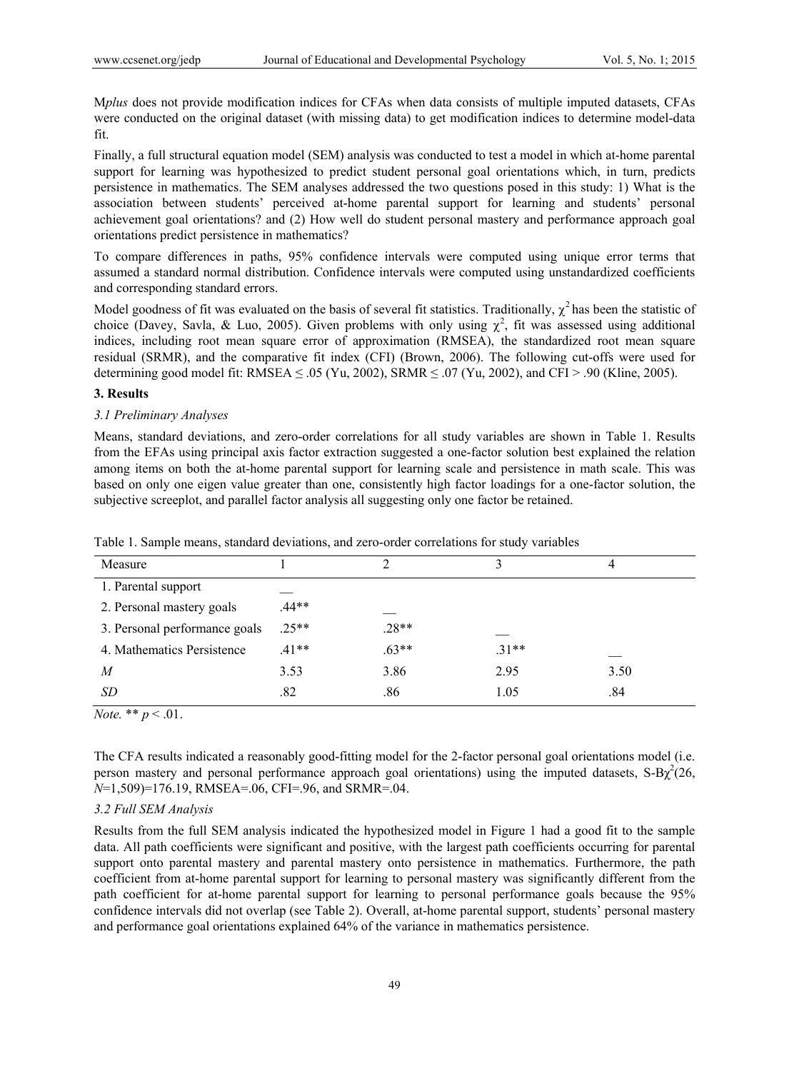M*plus* does not provide modification indices for CFAs when data consists of multiple imputed datasets, CFAs were conducted on the original dataset (with missing data) to get modification indices to determine model-data fit.

Finally, a full structural equation model (SEM) analysis was conducted to test a model in which at-home parental support for learning was hypothesized to predict student personal goal orientations which, in turn, predicts persistence in mathematics. The SEM analyses addressed the two questions posed in this study: 1) What is the association between students' perceived at-home parental support for learning and students' personal achievement goal orientations? and (2) How well do student personal mastery and performance approach goal orientations predict persistence in mathematics?

To compare differences in paths, 95% confidence intervals were computed using unique error terms that assumed a standard normal distribution. Confidence intervals were computed using unstandardized coefficients and corresponding standard errors.

Model goodness of fit was evaluated on the basis of several fit statistics. Traditionally, $\chi^2$ has been the statistic of choice (Davey, Savla, & Luo, 2005). Given problems with only using $\chi^2$, fit was assessed using additional indices, including root mean square error of approximation (RMSEA), the standardized root mean square residual (SRMR), and the comparative fit index (CFI) (Brown, 2006). The following cut-offs were used for determining good model fit: RMSEA $\leq .05$ (Yu, 2002), SRMR $\leq .07$ (Yu, 2002), and CFI $> .90$ (Kline, 2005).

## 3. Results

### 3.1 Preliminary Analyses

Means, standard deviations, and zero-order correlations for all study variables are shown in Table 1. Results from the EFAs using principal axis factor extraction suggested a one-factor solution best explained the relation among items on both the at-home parental support for learning scale and persistence in math scale. This was based on only one eigen value greater than one, consistently high factor loadings for a one-factor solution, the subjective screeplot, and parallel factor analysis all suggesting only one factor be retained.

Table 1. Sample means, standard deviations, and zero-order correlations for study variables

| Measure | 1 | 2 | 3 | 4 |
|---|---|---|---|---|
| 1. Parental support | — | | | |
| 2. Personal mastery goals | .44** | — | | |
| 3. Personal performance goals | .25** | .28** | — | |
| 4. Mathematics Persistence | .41** | .63** | .31** | — |
| *M* | 3.53 | 3.86 | 2.95 | 3.50 |
| *SD* | .82 | .86 | 1.05 | .84 |

*Note.* ** $p < .01$.

The CFA results indicated a reasonably good-fitting model for the 2-factor personal goal orientations model (i.e. person mastery and personal performance approach goal orientations) using the imputed datasets, S-B$\chi^2$(26, *N*=1,509)=176.19, RMSEA=.06, CFI=.96, and SRMR=.04.

### 3.2 Full SEM Analysis

Results from the full SEM analysis indicated the hypothesized model in Figure 1 had a good fit to the sample data. All path coefficients were significant and positive, with the largest path coefficients occurring for parental support onto parental mastery and parental mastery onto persistence in mathematics. Furthermore, the path coefficient from at-home parental support for learning to personal mastery was significantly different from the path coefficient for at-home parental support for learning to personal performance goals because the 95% confidence intervals did not overlap (see Table 2). Overall, at-home parental support, students' personal mastery and performance goal orientations explained 64% of the variance in mathematics persistence.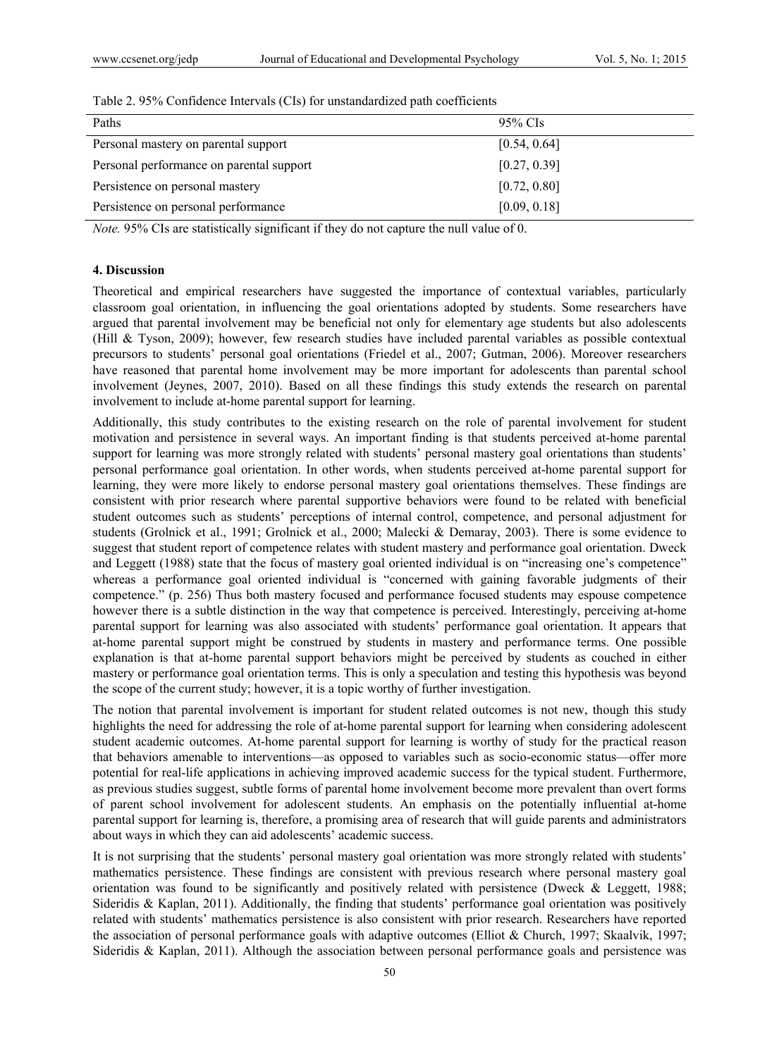Table 2. 95% Confidence Intervals (CIs) for unstandardized path coefficients

| Paths | 95% CIs |
|---|---|
| Personal mastery on parental support | [0.54, 0.64] |
| Personal performance on parental support | [0.27, 0.39] |
| Persistence on personal mastery | [0.72, 0.80] |
| Persistence on personal performance | [0.09, 0.18] |

*Note.* 95% CIs are statistically significant if they do not capture the null value of 0.

### 4. Discussion

Theoretical and empirical researchers have suggested the importance of contextual variables, particularly classroom goal orientation, in influencing the goal orientations adopted by students. Some researchers have argued that parental involvement may be beneficial not only for elementary age students but also adolescents (Hill & Tyson, 2009); however, few research studies have included parental variables as possible contextual precursors to students' personal goal orientations (Friedel et al., 2007; Gutman, 2006). Moreover researchers have reasoned that parental home involvement may be more important for adolescents than parental school involvement (Jeynes, 2007, 2010). Based on all these findings this study extends the research on parental involvement to include at-home parental support for learning.

Additionally, this study contributes to the existing research on the role of parental involvement for student motivation and persistence in several ways. An important finding is that students perceived at-home parental support for learning was more strongly related with students' personal mastery goal orientations than students' personal performance goal orientation. In other words, when students perceived at-home parental support for learning, they were more likely to endorse personal mastery goal orientations themselves. These findings are consistent with prior research where parental supportive behaviors were found to be related with beneficial student outcomes such as students' perceptions of internal control, competence, and personal adjustment for students (Grolnick et al., 1991; Grolnick et al., 2000; Malecki & Demaray, 2003). There is some evidence to suggest that student report of competence relates with student mastery and performance goal orientation. Dweck and Leggett (1988) state that the focus of mastery goal oriented individual is on "increasing one's competence" whereas a performance goal oriented individual is "concerned with gaining favorable judgments of their competence." (p. 256) Thus both mastery focused and performance focused students may espouse competence however there is a subtle distinction in the way that competence is perceived. Interestingly, perceiving at-home parental support for learning was also associated with students' performance goal orientation. It appears that at-home parental support might be construed by students in mastery and performance terms. One possible explanation is that at-home parental support behaviors might be perceived by students as couched in either mastery or performance goal orientation terms. This is only a speculation and testing this hypothesis was beyond the scope of the current study; however, it is a topic worthy of further investigation.

The notion that parental involvement is important for student related outcomes is not new, though this study highlights the need for addressing the role of at-home parental support for learning when considering adolescent student academic outcomes. At-home parental support for learning is worthy of study for the practical reason that behaviors amenable to interventions—as opposed to variables such as socio-economic status—offer more potential for real-life applications in achieving improved academic success for the typical student. Furthermore, as previous studies suggest, subtle forms of parental home involvement become more prevalent than overt forms of parent school involvement for adolescent students. An emphasis on the potentially influential at-home parental support for learning is, therefore, a promising area of research that will guide parents and administrators about ways in which they can aid adolescents' academic success.

It is not surprising that the students' personal mastery goal orientation was more strongly related with students' mathematics persistence. These findings are consistent with previous research where personal mastery goal orientation was found to be significantly and positively related with persistence (Dweck & Leggett, 1988; Sideridis & Kaplan, 2011). Additionally, the finding that students' performance goal orientation was positively related with students' mathematics persistence is also consistent with prior research. Researchers have reported the association of personal performance goals with adaptive outcomes (Elliot & Church, 1997; Skaalvik, 1997; Sideridis & Kaplan, 2011). Although the association between personal performance goals and persistence was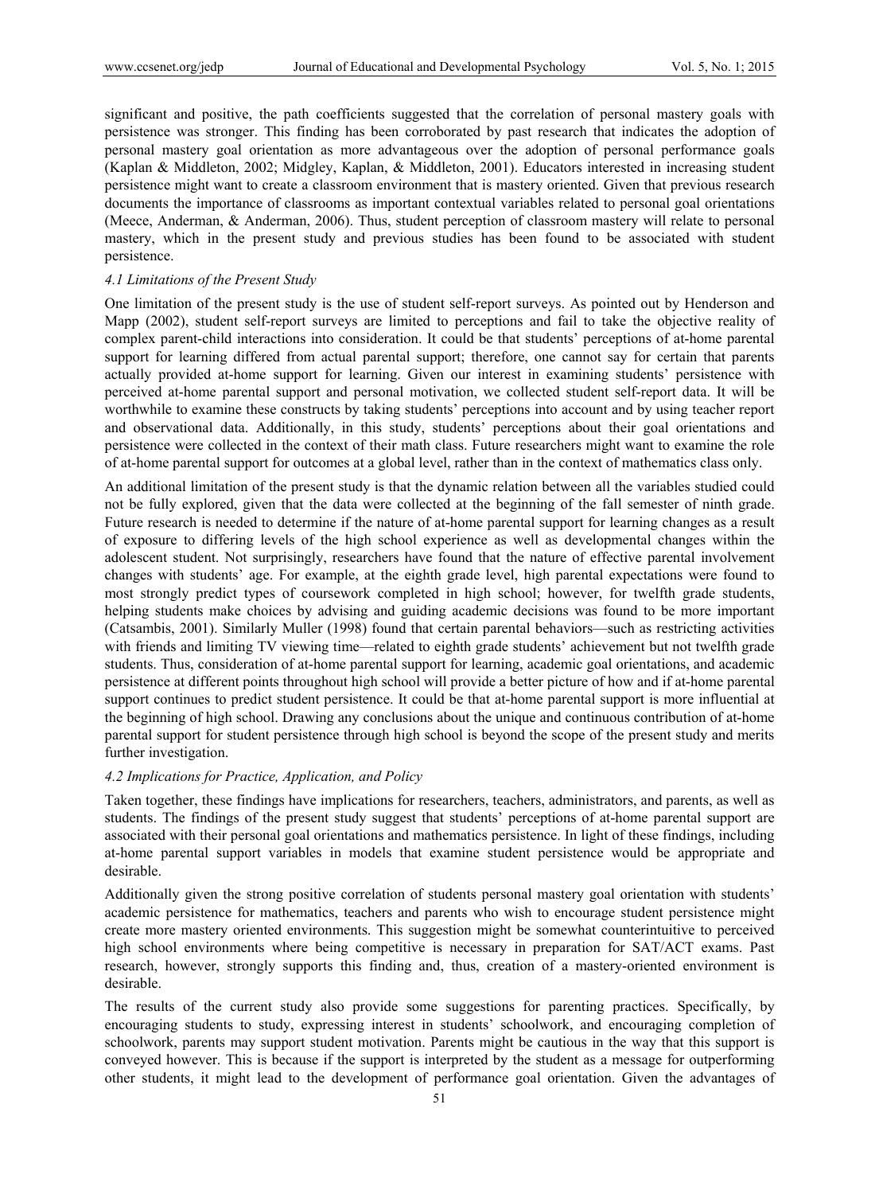significant and positive, the path coefficients suggested that the correlation of personal mastery goals with persistence was stronger. This finding has been corroborated by past research that indicates the adoption of personal mastery goal orientation as more advantageous over the adoption of personal performance goals (Kaplan & Middleton, 2002; Midgley, Kaplan, & Middleton, 2001). Educators interested in increasing student persistence might want to create a classroom environment that is mastery oriented. Given that previous research documents the importance of classrooms as important contextual variables related to personal goal orientations (Meece, Anderman, & Anderman, 2006). Thus, student perception of classroom mastery will relate to personal mastery, which in the present study and previous studies has been found to be associated with student persistence.

### *4.1 Limitations of the Present Study*

One limitation of the present study is the use of student self-report surveys. As pointed out by Henderson and Mapp (2002), student self-report surveys are limited to perceptions and fail to take the objective reality of complex parent-child interactions into consideration. It could be that students' perceptions of at-home parental support for learning differed from actual parental support; therefore, one cannot say for certain that parents actually provided at-home support for learning. Given our interest in examining students' persistence with perceived at-home parental support and personal motivation, we collected student self-report data. It will be worthwhile to examine these constructs by taking students' perceptions into account and by using teacher report and observational data. Additionally, in this study, students' perceptions about their goal orientations and persistence were collected in the context of their math class. Future researchers might want to examine the role of at-home parental support for outcomes at a global level, rather than in the context of mathematics class only.

An additional limitation of the present study is that the dynamic relation between all the variables studied could not be fully explored, given that the data were collected at the beginning of the fall semester of ninth grade. Future research is needed to determine if the nature of at-home parental support for learning changes as a result of exposure to differing levels of the high school experience as well as developmental changes within the adolescent student. Not surprisingly, researchers have found that the nature of effective parental involvement changes with students' age. For example, at the eighth grade level, high parental expectations were found to most strongly predict types of coursework completed in high school; however, for twelfth grade students, helping students make choices by advising and guiding academic decisions was found to be more important (Catsambis, 2001). Similarly Muller (1998) found that certain parental behaviors—such as restricting activities with friends and limiting TV viewing time—related to eighth grade students' achievement but not twelfth grade students. Thus, consideration of at-home parental support for learning, academic goal orientations, and academic persistence at different points throughout high school will provide a better picture of how and if at-home parental support continues to predict student persistence. It could be that at-home parental support is more influential at the beginning of high school. Drawing any conclusions about the unique and continuous contribution of at-home parental support for student persistence through high school is beyond the scope of the present study and merits further investigation.

### *4.2 Implications for Practice, Application, and Policy*

Taken together, these findings have implications for researchers, teachers, administrators, and parents, as well as students. The findings of the present study suggest that students' perceptions of at-home parental support are associated with their personal goal orientations and mathematics persistence. In light of these findings, including at-home parental support variables in models that examine student persistence would be appropriate and desirable.

Additionally given the strong positive correlation of students personal mastery goal orientation with students' academic persistence for mathematics, teachers and parents who wish to encourage student persistence might create more mastery oriented environments. This suggestion might be somewhat counterintuitive to perceived high school environments where being competitive is necessary in preparation for SAT/ACT exams. Past research, however, strongly supports this finding and, thus, creation of a mastery-oriented environment is desirable.

The results of the current study also provide some suggestions for parenting practices. Specifically, by encouraging students to study, expressing interest in students' schoolwork, and encouraging completion of schoolwork, parents may support student motivation. Parents might be cautious in the way that this support is conveyed however. This is because if the support is interpreted by the student as a message for outperforming other students, it might lead to the development of performance goal orientation. Given the advantages of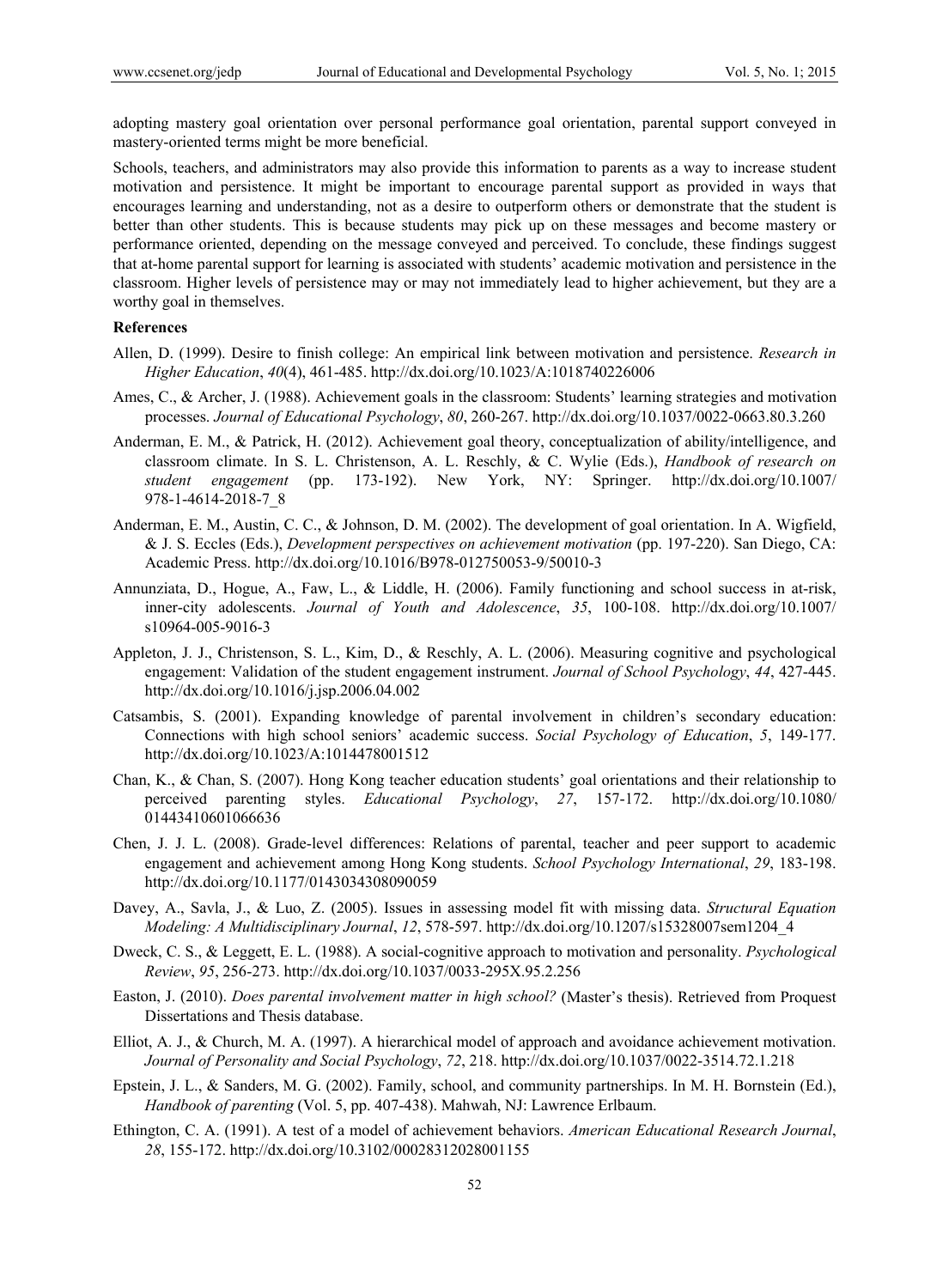adopting mastery goal orientation over personal performance goal orientation, parental support conveyed in mastery-oriented terms might be more beneficial.

Schools, teachers, and administrators may also provide this information to parents as a way to increase student motivation and persistence. It might be important to encourage parental support as provided in ways that encourages learning and understanding, not as a desire to outperform others or demonstrate that the student is better than other students. This is because students may pick up on these messages and become mastery or performance oriented, depending on the message conveyed and perceived. To conclude, these findings suggest that at-home parental support for learning is associated with students' academic motivation and persistence in the classroom. Higher levels of persistence may or may not immediately lead to higher achievement, but they are a worthy goal in themselves.

**References**

Allen, D. (1999). Desire to finish college: An empirical link between motivation and persistence. *Research in Higher Education*, *40*(4), 461-485. http://dx.doi.org/10.1023/A:1018740226006

Ames, C., & Archer, J. (1988). Achievement goals in the classroom: Students' learning strategies and motivation processes. *Journal of Educational Psychology*, *80*, 260-267. http://dx.doi.org/10.1037/0022-0663.80.3.260

Anderman, E. M., & Patrick, H. (2012). Achievement goal theory, conceptualization of ability/intelligence, and classroom climate. In S. L. Christenson, A. L. Reschly, & C. Wylie (Eds.), *Handbook of research on student engagement* (pp. 173-192). New York, NY: Springer. http://dx.doi.org/10.1007/978-1-4614-2018-7_8

Anderman, E. M., Austin, C. C., & Johnson, D. M. (2002). The development of goal orientation. In A. Wigfield, & J. S. Eccles (Eds.), *Development perspectives on achievement motivation* (pp. 197-220). San Diego, CA: Academic Press. http://dx.doi.org/10.1016/B978-012750053-9/50010-3

Annunziata, D., Hogue, A., Faw, L., & Liddle, H. (2006). Family functioning and school success in at-risk, inner-city adolescents. *Journal of Youth and Adolescence*, *35*, 100-108. http://dx.doi.org/10.1007/s10964-005-9016-3

Appleton, J. J., Christenson, S. L., Kim, D., & Reschly, A. L. (2006). Measuring cognitive and psychological engagement: Validation of the student engagement instrument. *Journal of School Psychology*, *44*, 427-445. http://dx.doi.org/10.1016/j.jsp.2006.04.002

Catsambis, S. (2001). Expanding knowledge of parental involvement in children's secondary education: Connections with high school seniors' academic success. *Social Psychology of Education*, *5*, 149-177. http://dx.doi.org/10.1023/A:1014478001512

Chan, K., & Chan, S. (2007). Hong Kong teacher education students' goal orientations and their relationship to perceived parenting styles. *Educational Psychology*, *27*, 157-172. http://dx.doi.org/10.1080/01443410601066636

Chen, J. J. L. (2008). Grade-level differences: Relations of parental, teacher and peer support to academic engagement and achievement among Hong Kong students. *School Psychology International*, *29*, 183-198. http://dx.doi.org/10.1177/0143034308090059

Davey, A., Savla, J., & Luo, Z. (2005). Issues in assessing model fit with missing data. *Structural Equation Modeling: A Multidisciplinary Journal*, *12*, 578-597. http://dx.doi.org/10.1207/s15328007sem1204_4

Dweck, C. S., & Leggett, E. L. (1988). A social-cognitive approach to motivation and personality. *Psychological Review*, *95*, 256-273. http://dx.doi.org/10.1037/0033-295X.95.2.256

Easton, J. (2010). *Does parental involvement matter in high school?* (Master's thesis). Retrieved from Proquest Dissertations and Thesis database.

Elliot, A. J., & Church, M. A. (1997). A hierarchical model of approach and avoidance achievement motivation. *Journal of Personality and Social Psychology*, *72*, 218. http://dx.doi.org/10.1037/0022-3514.72.1.218

Epstein, J. L., & Sanders, M. G. (2002). Family, school, and community partnerships. In M. H. Bornstein (Ed.), *Handbook of parenting* (Vol. 5, pp. 407-438). Mahwah, NJ: Lawrence Erlbaum.

Ethington, C. A. (1991). A test of a model of achievement behaviors. *American Educational Research Journal*, *28*, 155-172. http://dx.doi.org/10.3102/00028312028001155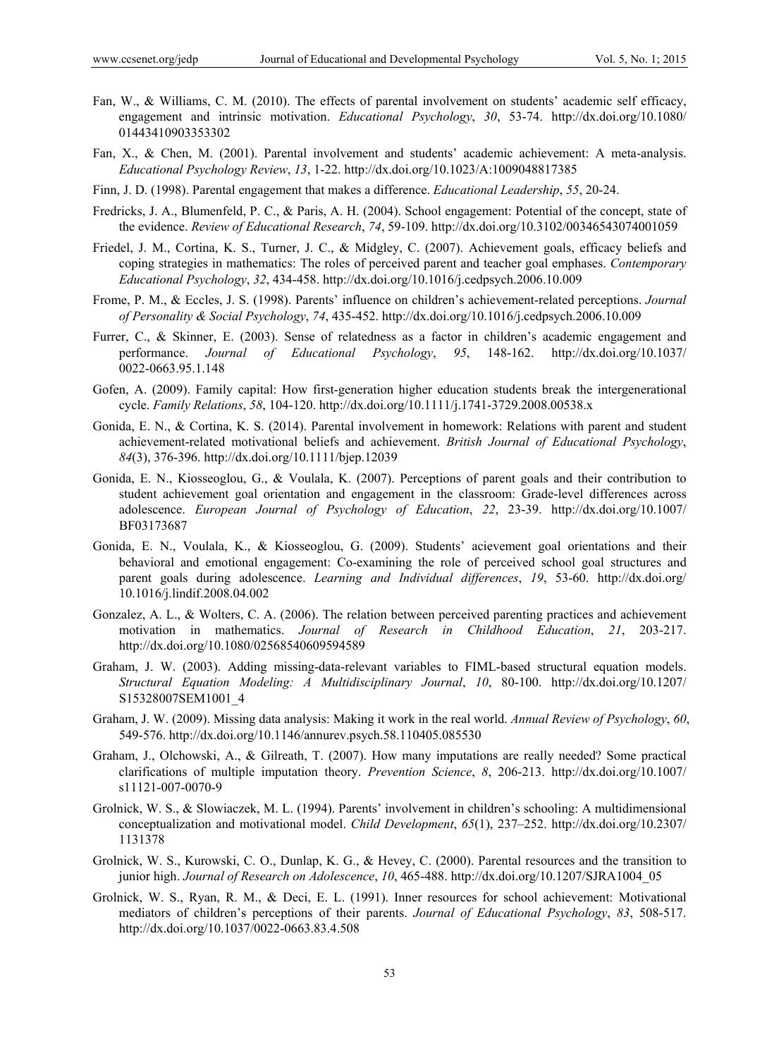Fan, W., & Williams, C. M. (2010). The effects of parental involvement on students' academic self efficacy, engagement and intrinsic motivation. *Educational Psychology*, *30*, 53-74. http://dx.doi.org/10.1080/01443410903353302

Fan, X., & Chen, M. (2001). Parental involvement and students' academic achievement: A meta-analysis. *Educational Psychology Review*, *13*, 1-22. http://dx.doi.org/10.1023/A:1009048817385

Finn, J. D. (1998). Parental engagement that makes a difference. *Educational Leadership*, *55*, 20-24.

Fredricks, J. A., Blumenfeld, P. C., & Paris, A. H. (2004). School engagement: Potential of the concept, state of the evidence. *Review of Educational Research*, *74*, 59-109. http://dx.doi.org/10.3102/00346543074001059

Friedel, J. M., Cortina, K. S., Turner, J. C., & Midgley, C. (2007). Achievement goals, efficacy beliefs and coping strategies in mathematics: The roles of perceived parent and teacher goal emphases. *Contemporary Educational Psychology*, *32*, 434-458. http://dx.doi.org/10.1016/j.cedpsych.2006.10.009

Frome, P. M., & Eccles, J. S. (1998). Parents' influence on children's achievement-related perceptions. *Journal of Personality & Social Psychology*, *74*, 435-452. http://dx.doi.org/10.1016/j.cedpsych.2006.10.009

Furrer, C., & Skinner, E. (2003). Sense of relatedness as a factor in children's academic engagement and performance. *Journal of Educational Psychology*, *95*, 148-162. http://dx.doi.org/10.1037/0022-0663.95.1.148

Gofen, A. (2009). Family capital: How first-generation higher education students break the intergenerational cycle. *Family Relations*, *58*, 104-120. http://dx.doi.org/10.1111/j.1741-3729.2008.00538.x

Gonida, E. N., & Cortina, K. S. (2014). Parental involvement in homework: Relations with parent and student achievement-related motivational beliefs and achievement. *British Journal of Educational Psychology*, *84*(3), 376-396. http://dx.doi.org/10.1111/bjep.12039

Gonida, E. N., Kiosseoglou, G., & Voulala, K. (2007). Perceptions of parent goals and their contribution to student achievement goal orientation and engagement in the classroom: Grade-level differences across adolescence. *European Journal of Psychology of Education*, *22*, 23-39. http://dx.doi.org/10.1007/BF03173687

Gonida, E. N., Voulala, K., & Kiosseoglou, G. (2009). Students' acievement goal orientations and their behavioral and emotional engagement: Co-examining the role of perceived school goal structures and parent goals during adolescence. *Learning and Individual differences*, *19*, 53-60. http://dx.doi.org/10.1016/j.lindif.2008.04.002

Gonzalez, A. L., & Wolters, C. A. (2006). The relation between perceived parenting practices and achievement motivation in mathematics. *Journal of Research in Childhood Education*, *21*, 203-217. http://dx.doi.org/10.1080/02568540609594589

Graham, J. W. (2003). Adding missing-data-relevant variables to FIML-based structural equation models. *Structural Equation Modeling: A Multidisciplinary Journal*, *10*, 80-100. http://dx.doi.org/10.1207/S15328007SEM1001_4

Graham, J. W. (2009). Missing data analysis: Making it work in the real world. *Annual Review of Psychology*, *60*, 549-576. http://dx.doi.org/10.1146/annurev.psych.58.110405.085530

Graham, J., Olchowski, A., & Gilreath, T. (2007). How many imputations are really needed? Some practical clarifications of multiple imputation theory. *Prevention Science*, *8*, 206-213. http://dx.doi.org/10.1007/s11121-007-0070-9

Grolnick, W. S., & Slowiaczek, M. L. (1994). Parents' involvement in children's schooling: A multidimensional conceptualization and motivational model. *Child Development*, *65*(1), 237–252. http://dx.doi.org/10.2307/1131378

Grolnick, W. S., Kurowski, C. O., Dunlap, K. G., & Hevey, C. (2000). Parental resources and the transition to junior high. *Journal of Research on Adolescence*, *10*, 465-488. http://dx.doi.org/10.1207/SJRA1004_05

Grolnick, W. S., Ryan, R. M., & Deci, E. L. (1991). Inner resources for school achievement: Motivational mediators of children's perceptions of their parents. *Journal of Educational Psychology*, *83*, 508-517. http://dx.doi.org/10.1037/0022-0663.83.4.508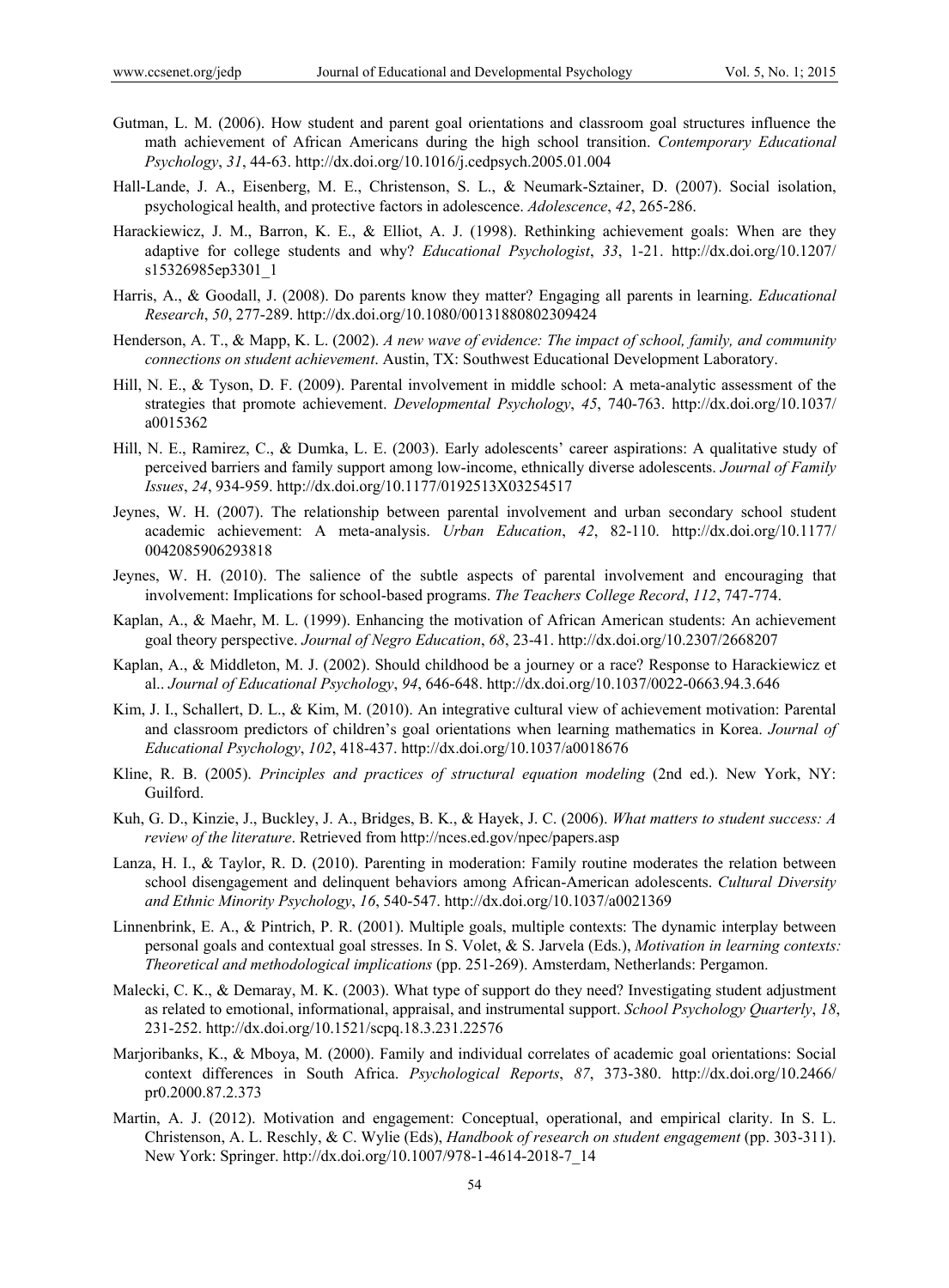Gutman, L. M. (2006). How student and parent goal orientations and classroom goal structures influence the math achievement of African Americans during the high school transition. *Contemporary Educational Psychology*, *31*, 44-63. http://dx.doi.org/10.1016/j.cedpsych.2005.01.004

Hall-Lande, J. A., Eisenberg, M. E., Christenson, S. L., & Neumark-Sztainer, D. (2007). Social isolation, psychological health, and protective factors in adolescence. *Adolescence*, *42*, 265-286.

Harackiewicz, J. M., Barron, K. E., & Elliot, A. J. (1998). Rethinking achievement goals: When are they adaptive for college students and why? *Educational Psychologist*, *33*, 1-21. http://dx.doi.org/10.1207/s15326985ep3301_1

Harris, A., & Goodall, J. (2008). Do parents know they matter? Engaging all parents in learning. *Educational Research*, *50*, 277-289. http://dx.doi.org/10.1080/00131880802309424

Henderson, A. T., & Mapp, K. L. (2002). *A new wave of evidence: The impact of school, family, and community connections on student achievement*. Austin, TX: Southwest Educational Development Laboratory.

Hill, N. E., & Tyson, D. F. (2009). Parental involvement in middle school: A meta-analytic assessment of the strategies that promote achievement. *Developmental Psychology*, *45*, 740-763. http://dx.doi.org/10.1037/a0015362

Hill, N. E., Ramirez, C., & Dumka, L. E. (2003). Early adolescents' career aspirations: A qualitative study of perceived barriers and family support among low-income, ethnically diverse adolescents. *Journal of Family Issues*, *24*, 934-959. http://dx.doi.org/10.1177/0192513X03254517

Jeynes, W. H. (2007). The relationship between parental involvement and urban secondary school student academic achievement: A meta-analysis. *Urban Education*, *42*, 82-110. http://dx.doi.org/10.1177/0042085906293818

Jeynes, W. H. (2010). The salience of the subtle aspects of parental involvement and encouraging that involvement: Implications for school-based programs. *The Teachers College Record*, *112*, 747-774.

Kaplan, A., & Maehr, M. L. (1999). Enhancing the motivation of African American students: An achievement goal theory perspective. *Journal of Negro Education*, *68*, 23-41. http://dx.doi.org/10.2307/2668207

Kaplan, A., & Middleton, M. J. (2002). Should childhood be a journey or a race? Response to Harackiewicz et al.. *Journal of Educational Psychology*, *94*, 646-648. http://dx.doi.org/10.1037/0022-0663.94.3.646

Kim, J. I., Schallert, D. L., & Kim, M. (2010). An integrative cultural view of achievement motivation: Parental and classroom predictors of children's goal orientations when learning mathematics in Korea. *Journal of Educational Psychology*, *102*, 418-437. http://dx.doi.org/10.1037/a0018676

Kline, R. B. (2005). *Principles and practices of structural equation modeling* (2nd ed.). New York, NY: Guilford.

Kuh, G. D., Kinzie, J., Buckley, J. A., Bridges, B. K., & Hayek, J. C. (2006). *What matters to student success: A review of the literature*. Retrieved from http://nces.ed.gov/npec/papers.asp

Lanza, H. I., & Taylor, R. D. (2010). Parenting in moderation: Family routine moderates the relation between school disengagement and delinquent behaviors among African-American adolescents. *Cultural Diversity and Ethnic Minority Psychology*, *16*, 540-547. http://dx.doi.org/10.1037/a0021369

Linnenbrink, E. A., & Pintrich, P. R. (2001). Multiple goals, multiple contexts: The dynamic interplay between personal goals and contextual goal stresses. In S. Volet, & S. Jarvela (Eds.), *Motivation in learning contexts: Theoretical and methodological implications* (pp. 251-269). Amsterdam, Netherlands: Pergamon.

Malecki, C. K., & Demaray, M. K. (2003). What type of support do they need? Investigating student adjustment as related to emotional, informational, appraisal, and instrumental support. *School Psychology Quarterly*, *18*, 231-252. http://dx.doi.org/10.1521/scpq.18.3.231.22576

Marjoribanks, K., & Mboya, M. (2000). Family and individual correlates of academic goal orientations: Social context differences in South Africa. *Psychological Reports*, *87*, 373-380. http://dx.doi.org/10.2466/pr0.2000.87.2.373

Martin, A. J. (2012). Motivation and engagement: Conceptual, operational, and empirical clarity. In S. L. Christenson, A. L. Reschly, & C. Wylie (Eds), *Handbook of research on student engagement* (pp. 303-311). New York: Springer. http://dx.doi.org/10.1007/978-1-4614-2018-7_14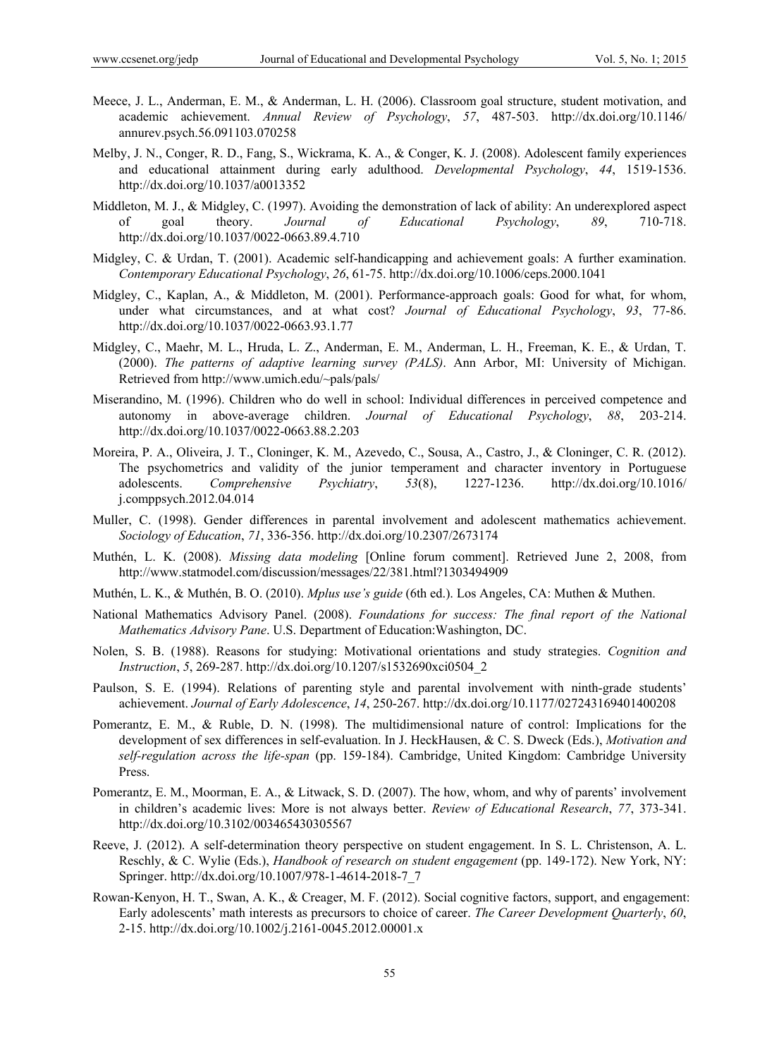Meece, J. L., Anderman, E. M., & Anderman, L. H. (2006). Classroom goal structure, student motivation, and academic achievement. *Annual Review of Psychology*, *57*, 487-503. http://dx.doi.org/10.1146/annurev.psych.56.091103.070258

Melby, J. N., Conger, R. D., Fang, S., Wickrama, K. A., & Conger, K. J. (2008). Adolescent family experiences and educational attainment during early adulthood. *Developmental Psychology*, *44*, 1519-1536. http://dx.doi.org/10.1037/a0013352

Middleton, M. J., & Midgley, C. (1997). Avoiding the demonstration of lack of ability: An underexplored aspect of goal theory. *Journal of Educational Psychology*, *89*, 710-718. http://dx.doi.org/10.1037/0022-0663.89.4.710

Midgley, C. & Urdan, T. (2001). Academic self-handicapping and achievement goals: A further examination. *Contemporary Educational Psychology*, *26*, 61-75. http://dx.doi.org/10.1006/ceps.2000.1041

Midgley, C., Kaplan, A., & Middleton, M. (2001). Performance-approach goals: Good for what, for whom, under what circumstances, and at what cost? *Journal of Educational Psychology*, *93*, 77-86. http://dx.doi.org/10.1037/0022-0663.93.1.77

Midgley, C., Maehr, M. L., Hruda, L. Z., Anderman, E. M., Anderman, L. H., Freeman, K. E., & Urdan, T. (2000). *The patterns of adaptive learning survey (PALS)*. Ann Arbor, MI: University of Michigan. Retrieved from http://www.umich.edu/~pals/pals/

Miserandino, M. (1996). Children who do well in school: Individual differences in perceived competence and autonomy in above-average children. *Journal of Educational Psychology*, *88*, 203-214. http://dx.doi.org/10.1037/0022-0663.88.2.203

Moreira, P. A., Oliveira, J. T., Cloninger, K. M., Azevedo, C., Sousa, A., Castro, J., & Cloninger, C. R. (2012). The psychometrics and validity of the junior temperament and character inventory in Portuguese adolescents. *Comprehensive Psychiatry*, *53*(8), 1227-1236. http://dx.doi.org/10.1016/j.comppsych.2012.04.014

Muller, C. (1998). Gender differences in parental involvement and adolescent mathematics achievement. *Sociology of Education*, *71*, 336-356. http://dx.doi.org/10.2307/2673174

Muthén, L. K. (2008). *Missing data modeling* [Online forum comment]. Retrieved June 2, 2008, from http://www.statmodel.com/discussion/messages/22/381.html?1303494909

Muthén, L. K., & Muthén, B. O. (2010). *Mplus use's guide* (6th ed.). Los Angeles, CA: Muthen & Muthen.

National Mathematics Advisory Panel. (2008). *Foundations for success: The final report of the National Mathematics Advisory Pane*. U.S. Department of Education:Washington, DC.

Nolen, S. B. (1988). Reasons for studying: Motivational orientations and study strategies. *Cognition and Instruction*, *5*, 269-287. http://dx.doi.org/10.1207/s1532690xci0504_2

Paulson, S. E. (1994). Relations of parenting style and parental involvement with ninth-grade students' achievement. *Journal of Early Adolescence*, *14*, 250-267. http://dx.doi.org/10.1177/027243169401400208

Pomerantz, E. M., & Ruble, D. N. (1998). The multidimensional nature of control: Implications for the development of sex differences in self-evaluation. In J. HeckHausen, & C. S. Dweck (Eds.), *Motivation and self-regulation across the life-span* (pp. 159-184). Cambridge, United Kingdom: Cambridge University Press.

Pomerantz, E. M., Moorman, E. A., & Litwack, S. D. (2007). The how, whom, and why of parents' involvement in children's academic lives: More is not always better. *Review of Educational Research*, *77*, 373-341. http://dx.doi.org/10.3102/003465430305567

Reeve, J. (2012). A self-determination theory perspective on student engagement. In S. L. Christenson, A. L. Reschly, & C. Wylie (Eds.), *Handbook of research on student engagement* (pp. 149-172). New York, NY: Springer. http://dx.doi.org/10.1007/978-1-4614-2018-7_7

Rowan-Kenyon, H. T., Swan, A. K., & Creager, M. F. (2012). Social cognitive factors, support, and engagement: Early adolescents' math interests as precursors to choice of career. *The Career Development Quarterly*, *60*, 2-15. http://dx.doi.org/10.1002/j.2161-0045.2012.00001.x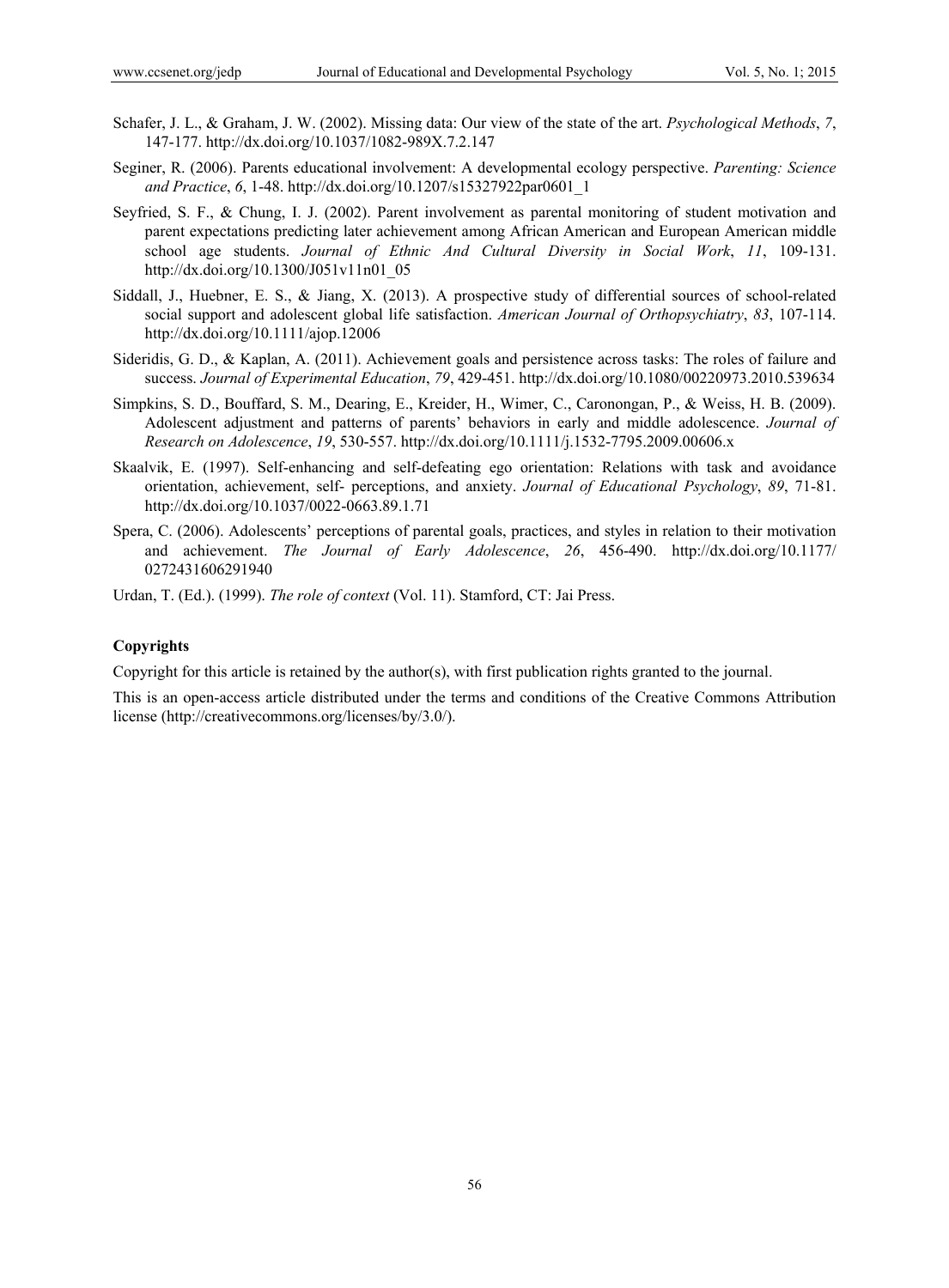Schafer, J. L., & Graham, J. W. (2002). Missing data: Our view of the state of the art. *Psychological Methods*, *7*, 147-177. http://dx.doi.org/10.1037/1082-989X.7.2.147

Seginer, R. (2006). Parents educational involvement: A developmental ecology perspective. *Parenting: Science and Practice*, *6*, 1-48. http://dx.doi.org/10.1207/s15327922par0601_1

Seyfried, S. F., & Chung, I. J. (2002). Parent involvement as parental monitoring of student motivation and parent expectations predicting later achievement among African American and European American middle school age students. *Journal of Ethnic And Cultural Diversity in Social Work*, *11*, 109-131. http://dx.doi.org/10.1300/J051v11n01_05

Siddall, J., Huebner, E. S., & Jiang, X. (2013). A prospective study of differential sources of school-related social support and adolescent global life satisfaction. *American Journal of Orthopsychiatry*, *83*, 107-114. http://dx.doi.org/10.1111/ajop.12006

Sideridis, G. D., & Kaplan, A. (2011). Achievement goals and persistence across tasks: The roles of failure and success. *Journal of Experimental Education*, *79*, 429-451. http://dx.doi.org/10.1080/00220973.2010.539634

Simpkins, S. D., Bouffard, S. M., Dearing, E., Kreider, H., Wimer, C., Caronongan, P., & Weiss, H. B. (2009). Adolescent adjustment and patterns of parents' behaviors in early and middle adolescence. *Journal of Research on Adolescence*, *19*, 530-557. http://dx.doi.org/10.1111/j.1532-7795.2009.00606.x

Skaalvik, E. (1997). Self-enhancing and self-defeating ego orientation: Relations with task and avoidance orientation, achievement, self- perceptions, and anxiety. *Journal of Educational Psychology*, *89*, 71-81. http://dx.doi.org/10.1037/0022-0663.89.1.71

Spera, C. (2006). Adolescents' perceptions of parental goals, practices, and styles in relation to their motivation and achievement. *The Journal of Early Adolescence*, *26*, 456-490. http://dx.doi.org/10.1177/0272431606291940

Urdan, T. (Ed.). (1999). *The role of context* (Vol. 11). Stamford, CT: Jai Press.

**Copyrights**

Copyright for this article is retained by the author(s), with first publication rights granted to the journal.

This is an open-access article distributed under the terms and conditions of the Creative Commons Attribution license (http://creativecommons.org/licenses/by/3.0/).